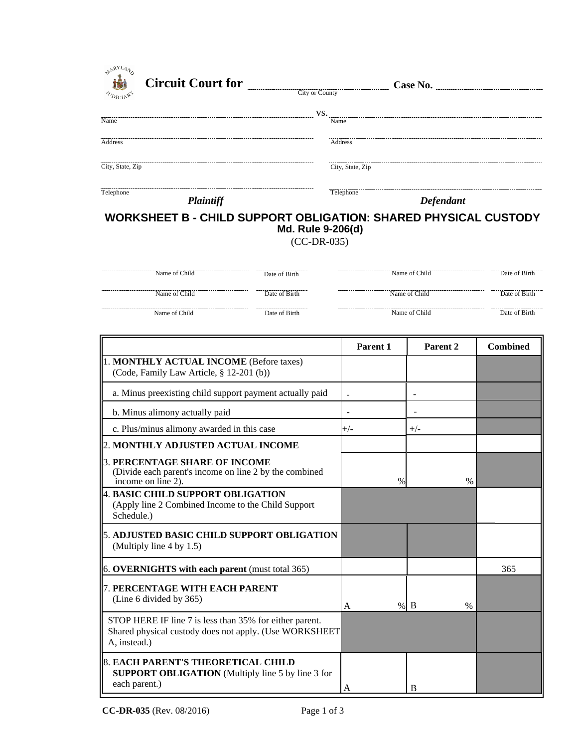**Circuit Court for** ______________________ **Case No.** ______________________
City or County

______________________ vs. ______________________

| Plaintiff | Defendant |
|---|---|
| Name | Name |
| Address | Address |
| City, State, Zip | City, State, Zip |
| Telephone | Telephone |

# WORKSHEET B - CHILD SUPPORT OBLIGATION: SHARED PHYSICAL CUSTODY

**Md. Rule 9-206(d)**

(CC-DR-035)

| Name of Child | Date of Birth | Name of Child | Date of Birth |
|---|---|---|---|
| | | | |
| | | | |
| | | | |

| | Parent 1 | Parent 2 | Combined |
|---|---|---|---|
| 1. **MONTHLY ACTUAL INCOME** (Before taxes) (Code, Family Law Article, § 12-201 (b)) | | | |
| a. Minus preexisting child support payment actually paid | - | - | |
| b. Minus alimony actually paid | - | - | |
| c. Plus/minus alimony awarded in this case | +/- | +/- | |
| 2. **MONTHLY ADJUSTED ACTUAL INCOME** | | | |
| 3. **PERCENTAGE SHARE OF INCOME** (Divide each parent's income on line 2 by the combined income on line 2). | % | % | |
| 4. **BASIC CHILD SUPPORT OBLIGATION** (Apply line 2 Combined Income to the Child Support Schedule.) | | | |
| 5. **ADJUSTED BASIC CHILD SUPPORT OBLIGATION** (Multiply line 4 by 1.5) | | | |
| 6. **OVERNIGHTS with each parent** (must total 365) | | | 365 |
| 7. **PERCENTAGE WITH EACH PARENT** (Line 6 divided by 365) | A % | B % | |
| STOP HERE IF line 7 is less than 35% for either parent. Shared physical custody does not apply. (Use WORKSHEET A, instead.) | | | |
| 8. **EACH PARENT'S THEORETICAL CHILD SUPPORT OBLIGATION** (Multiply line 5 by line 3 for each parent.) | A | B | |

**CC-DR-035** (Rev. 08/2016)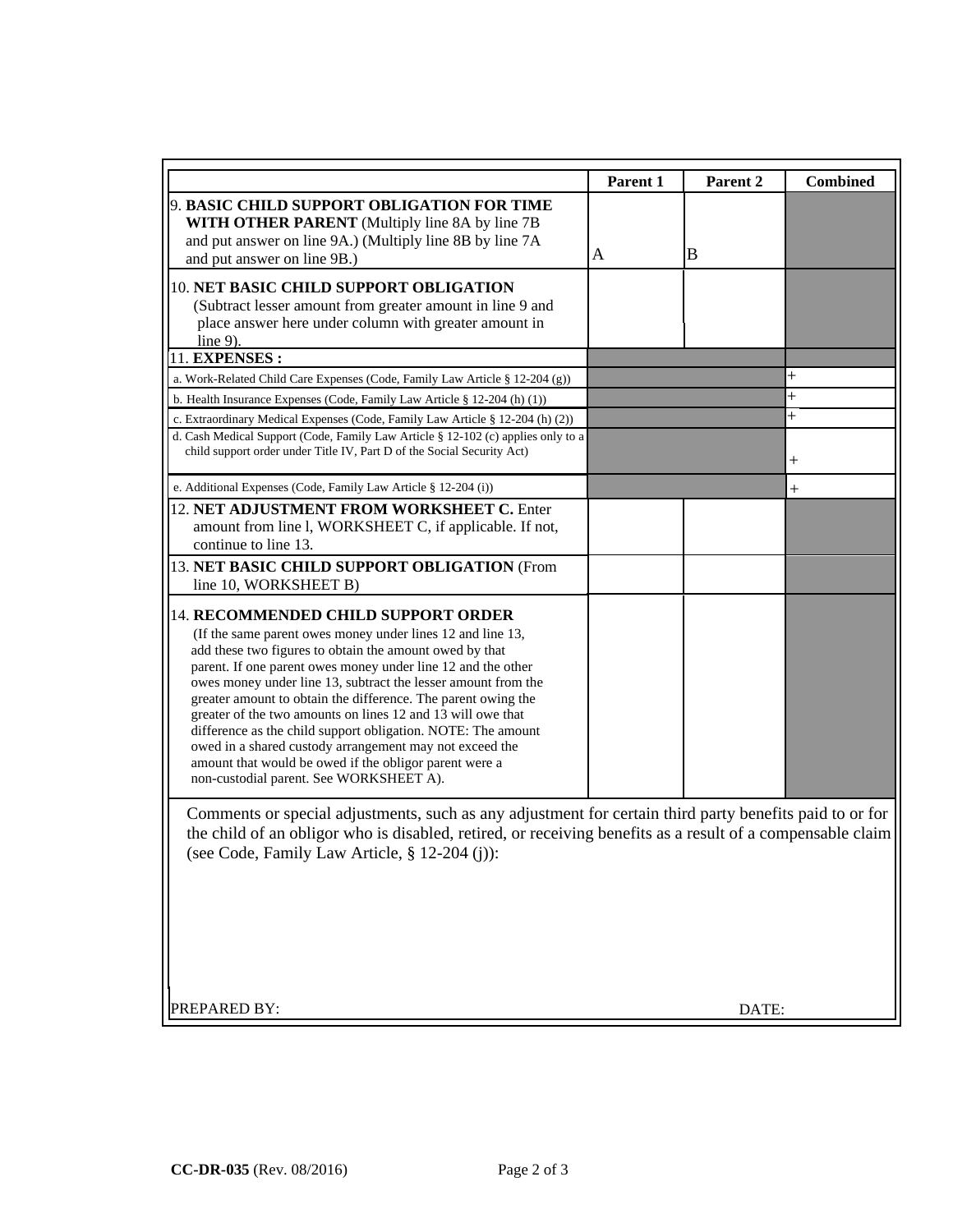| | Parent 1 | Parent 2 | Combined |
|---|---|---|---|
| 9. **BASIC CHILD SUPPORT OBLIGATION FOR TIME WITH OTHER PARENT** (Multiply line 8A by line 7B and put answer on line 9A.) (Multiply line 8B by line 7A and put answer on line 9B.) | A | B | |
| 10. **NET BASIC CHILD SUPPORT OBLIGATION** (Subtract lesser amount from greater amount in line 9 and place answer here under column with greater amount in line 9). | | | |
| 11. **EXPENSES :** | | | |
| a. Work-Related Child Care Expenses (Code, Family Law Article § 12-204 (g)) | | | + |
| b. Health Insurance Expenses (Code, Family Law Article § 12-204 (h) (1)) | | | + |
| c. Extraordinary Medical Expenses (Code, Family Law Article § 12-204 (h) (2)) | | | + |
| d. Cash Medical Support (Code, Family Law Article § 12-102 (c) applies only to a child support order under Title IV, Part D of the Social Security Act) | | | + |
| e. Additional Expenses (Code, Family Law Article § 12-204 (i)) | | | + |
| 12. **NET ADJUSTMENT FROM WORKSHEET C.** Enter amount from line l, WORKSHEET C, if applicable. If not, continue to line 13. | | | |
| 13. **NET BASIC CHILD SUPPORT OBLIGATION** (From line 10, WORKSHEET B) | | | |
| 14. **RECOMMENDED CHILD SUPPORT ORDER** (If the same parent owes money under lines 12 and line 13, add these two figures to obtain the amount owed by that parent. If one parent owes money under line 12 and the other owes money under line 13, subtract the lesser amount from the greater amount to obtain the difference. The parent owing the greater of the two amounts on lines 12 and 13 will owe that difference as the child support obligation. NOTE: The amount owed in a shared custody arrangement may not exceed the amount that would be owed if the obligor parent were a non-custodial parent. See WORKSHEET A). | | | |

Comments or special adjustments, such as any adjustment for certain third party benefits paid to or for the child of an obligor who is disabled, retired, or receiving benefits as a result of a compensable claim (see Code, Family Law Article, § 12-204 (j)):

PREPARED BY: DATE:

**CC-DR-035** (Rev. 08/2016)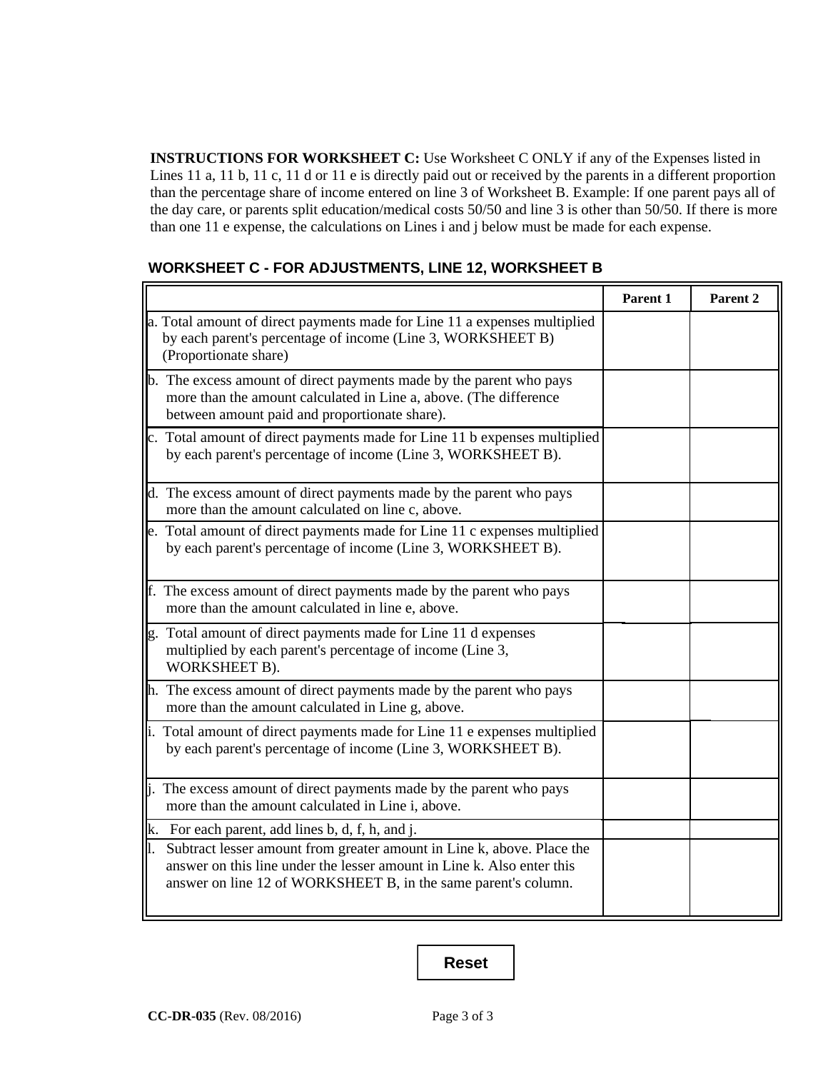**INSTRUCTIONS FOR WORKSHEET C:** Use Worksheet C ONLY if any of the Expenses listed in Lines 11 a, 11 b, 11 c, 11 d or 11 e is directly paid out or received by the parents in a different proportion than the percentage share of income entered on line 3 of Worksheet B. Example: If one parent pays all of the day care, or parents split education/medical costs 50/50 and line 3 is other than 50/50. If there is more than one 11 e expense, the calculations on Lines i and j below must be made for each expense.

## WORKSHEET C - FOR ADJUSTMENTS, LINE 12, WORKSHEET B

| | Parent 1 | Parent 2 |
|---|---|---|
| a. Total amount of direct payments made for Line 11 a expenses multiplied by each parent's percentage of income (Line 3, WORKSHEET B) (Proportionate share) | | |
| b. The excess amount of direct payments made by the parent who pays more than the amount calculated in Line a, above. (The difference between amount paid and proportionate share). | | |
| c. Total amount of direct payments made for Line 11 b expenses multiplied by each parent's percentage of income (Line 3, WORKSHEET B). | | |
| d. The excess amount of direct payments made by the parent who pays more than the amount calculated on line c, above. | | |
| e. Total amount of direct payments made for Line 11 c expenses multiplied by each parent's percentage of income (Line 3, WORKSHEET B). | | |
| f. The excess amount of direct payments made by the parent who pays more than the amount calculated in line e, above. | | |
| g. Total amount of direct payments made for Line 11 d expenses multiplied by each parent's percentage of income (Line 3, WORKSHEET B). | | |
| h. The excess amount of direct payments made by the parent who pays more than the amount calculated in Line g, above. | | |
| i. Total amount of direct payments made for Line 11 e expenses multiplied by each parent's percentage of income (Line 3, WORKSHEET B). | | |
| j. The excess amount of direct payments made by the parent who pays more than the amount calculated in Line i, above. | | |
| k. For each parent, add lines b, d, f, h, and j. | | |
| l. Subtract lesser amount from greater amount in Line k, above. Place the answer on this line under the lesser amount in Line k. Also enter this answer on line 12 of WORKSHEET B, in the same parent's column. | | |

Reset

**CC-DR-035** (Rev. 08/2016)